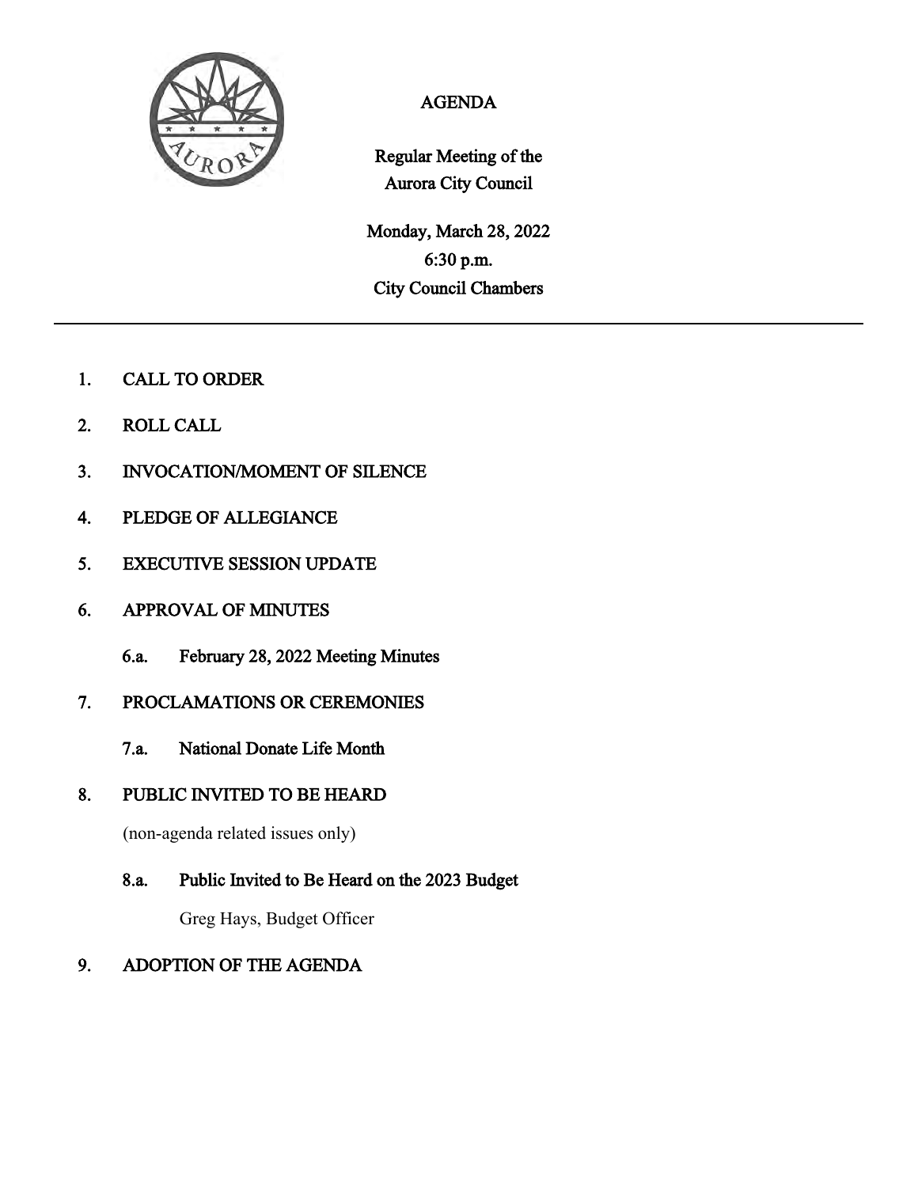# AGENDA

## Regular Meeting of the Aurora City Council

Monday, March 28, 2022
6:30 p.m.
City Council Chambers

---

1. CALL TO ORDER

2. ROLL CALL

3. INVOCATION/MOMENT OF SILENCE

4. PLEDGE OF ALLEGIANCE

5. EXECUTIVE SESSION UPDATE

6. APPROVAL OF MINUTES

   6.a. February 28, 2022 Meeting Minutes

7. PROCLAMATIONS OR CEREMONIES

   7.a. National Donate Life Month

8. PUBLIC INVITED TO BE HEARD

   (non-agenda related issues only)

   8.a. Public Invited to Be Heard on the 2023 Budget

   Greg Hays, Budget Officer

9. ADOPTION OF THE AGENDA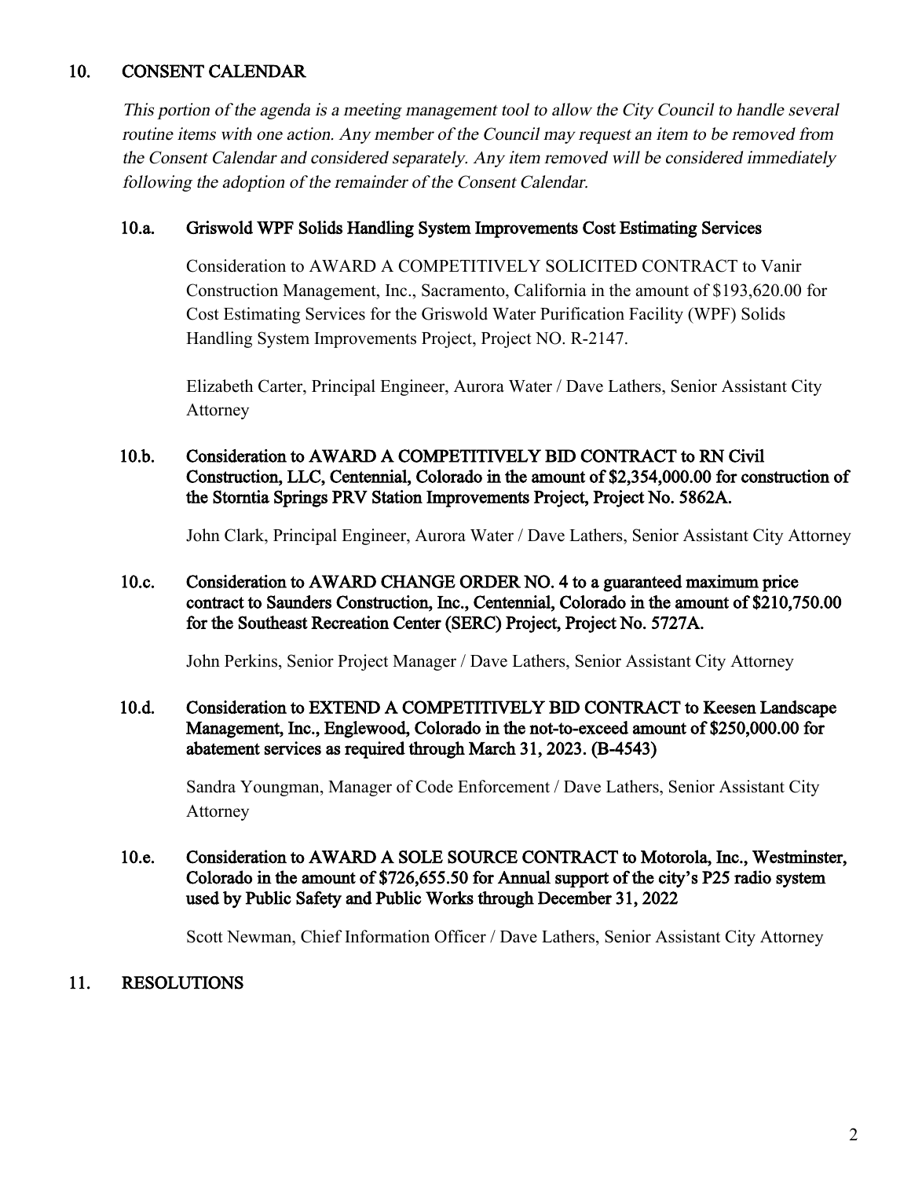## 10. CONSENT CALENDAR

*This portion of the agenda is a meeting management tool to allow the City Council to handle several routine items with one action. Any member of the Council may request an item to be removed from the Consent Calendar and considered separately. Any item removed will be considered immediately following the adoption of the remainder of the Consent Calendar.*

### 10.a. Griswold WPF Solids Handling System Improvements Cost Estimating Services

Consideration to AWARD A COMPETITIVELY SOLICITED CONTRACT to Vanir Construction Management, Inc., Sacramento, California in the amount of $193,620.00 for Cost Estimating Services for the Griswold Water Purification Facility (WPF) Solids Handling System Improvements Project, Project NO. R-2147.

Elizabeth Carter, Principal Engineer, Aurora Water / Dave Lathers, Senior Assistant City Attorney

### 10.b. Consideration to AWARD A COMPETITIVELY BID CONTRACT to RN Civil Construction, LLC, Centennial, Colorado in the amount of $2,354,000.00 for construction of the Storntia Springs PRV Station Improvements Project, Project No. 5862A.

John Clark, Principal Engineer, Aurora Water / Dave Lathers, Senior Assistant City Attorney

### 10.c. Consideration to AWARD CHANGE ORDER NO. 4 to a guaranteed maximum price contract to Saunders Construction, Inc., Centennial, Colorado in the amount of $210,750.00 for the Southeast Recreation Center (SERC) Project, Project No. 5727A.

John Perkins, Senior Project Manager / Dave Lathers, Senior Assistant City Attorney

### 10.d. Consideration to EXTEND A COMPETITIVELY BID CONTRACT to Keesen Landscape Management, Inc., Englewood, Colorado in the not-to-exceed amount of $250,000.00 for abatement services as required through March 31, 2023. (B-4543)

Sandra Youngman, Manager of Code Enforcement / Dave Lathers, Senior Assistant City Attorney

### 10.e. Consideration to AWARD A SOLE SOURCE CONTRACT to Motorola, Inc., Westminster, Colorado in the amount of $726,655.50 for Annual support of the city's P25 radio system used by Public Safety and Public Works through December 31, 2022

Scott Newman, Chief Information Officer / Dave Lathers, Senior Assistant City Attorney

## 11. RESOLUTIONS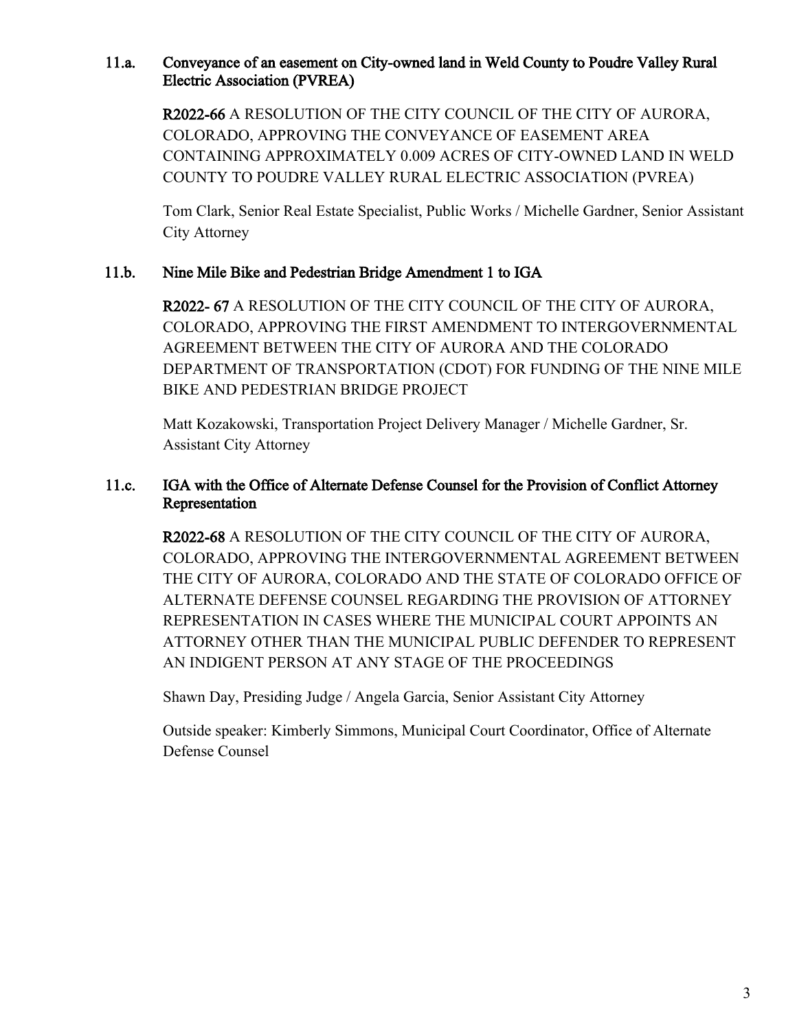### 11.a. Conveyance of an easement on City-owned land in Weld County to Poudre Valley Rural Electric Association (PVREA)

**R2022-66** A RESOLUTION OF THE CITY COUNCIL OF THE CITY OF AURORA, COLORADO, APPROVING THE CONVEYANCE OF EASEMENT AREA CONTAINING APPROXIMATELY 0.009 ACRES OF CITY-OWNED LAND IN WELD COUNTY TO POUDRE VALLEY RURAL ELECTRIC ASSOCIATION (PVREA)

Tom Clark, Senior Real Estate Specialist, Public Works / Michelle Gardner, Senior Assistant City Attorney

### 11.b. Nine Mile Bike and Pedestrian Bridge Amendment 1 to IGA

**R2022- 67** A RESOLUTION OF THE CITY COUNCIL OF THE CITY OF AURORA, COLORADO, APPROVING THE FIRST AMENDMENT TO INTERGOVERNMENTAL AGREEMENT BETWEEN THE CITY OF AURORA AND THE COLORADO DEPARTMENT OF TRANSPORTATION (CDOT) FOR FUNDING OF THE NINE MILE BIKE AND PEDESTRIAN BRIDGE PROJECT

Matt Kozakowski, Transportation Project Delivery Manager / Michelle Gardner, Sr. Assistant City Attorney

### 11.c. IGA with the Office of Alternate Defense Counsel for the Provision of Conflict Attorney Representation

**R2022-68** A RESOLUTION OF THE CITY COUNCIL OF THE CITY OF AURORA, COLORADO, APPROVING THE INTERGOVERNMENTAL AGREEMENT BETWEEN THE CITY OF AURORA, COLORADO AND THE STATE OF COLORADO OFFICE OF ALTERNATE DEFENSE COUNSEL REGARDING THE PROVISION OF ATTORNEY REPRESENTATION IN CASES WHERE THE MUNICIPAL COURT APPOINTS AN ATTORNEY OTHER THAN THE MUNICIPAL PUBLIC DEFENDER TO REPRESENT AN INDIGENT PERSON AT ANY STAGE OF THE PROCEEDINGS

Shawn Day, Presiding Judge / Angela Garcia, Senior Assistant City Attorney

Outside speaker: Kimberly Simmons, Municipal Court Coordinator, Office of Alternate Defense Counsel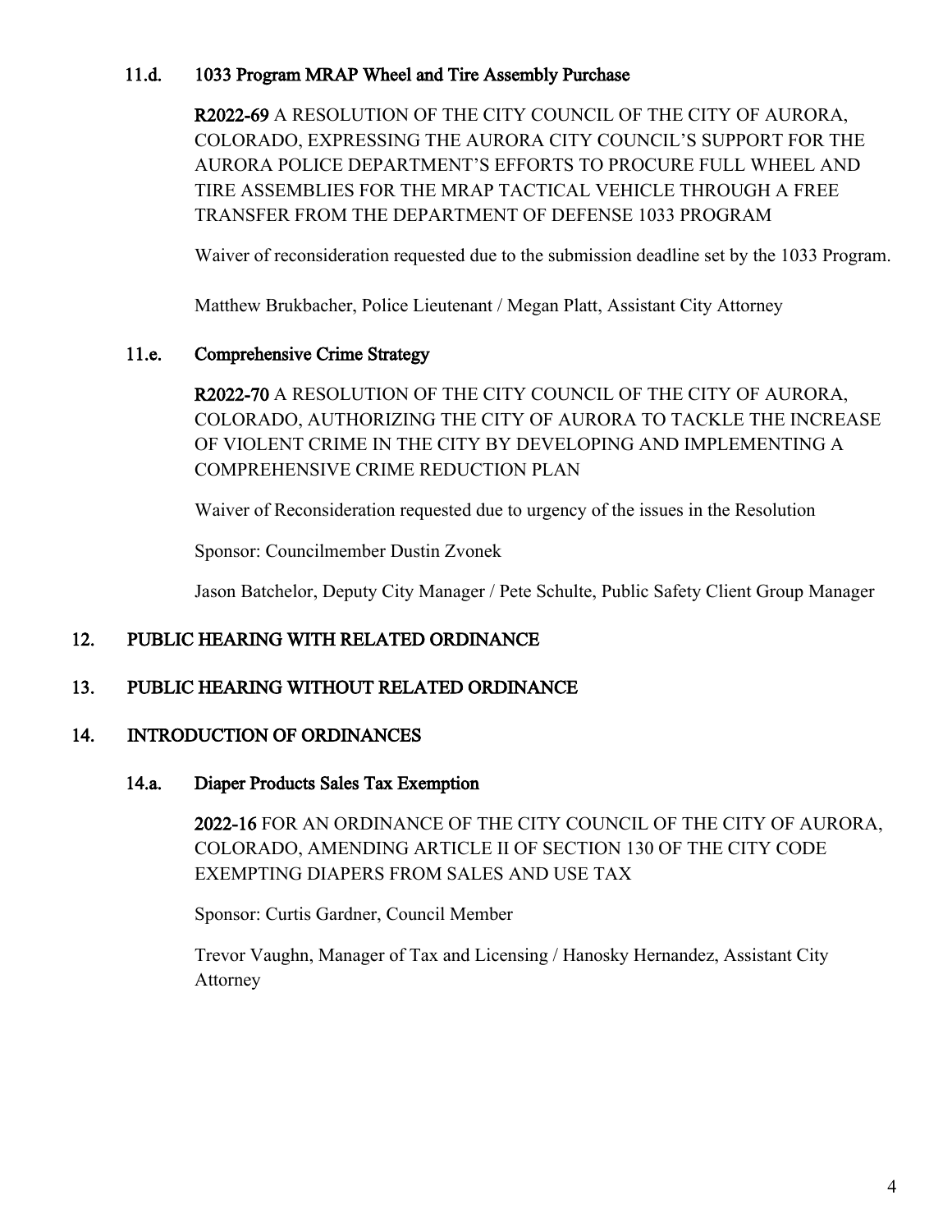### 11.d. 1033 Program MRAP Wheel and Tire Assembly Purchase

**R2022-69** A RESOLUTION OF THE CITY COUNCIL OF THE CITY OF AURORA, COLORADO, EXPRESSING THE AURORA CITY COUNCIL'S SUPPORT FOR THE AURORA POLICE DEPARTMENT'S EFFORTS TO PROCURE FULL WHEEL AND TIRE ASSEMBLIES FOR THE MRAP TACTICAL VEHICLE THROUGH A FREE TRANSFER FROM THE DEPARTMENT OF DEFENSE 1033 PROGRAM

Waiver of reconsideration requested due to the submission deadline set by the 1033 Program.

Matthew Brukbacher, Police Lieutenant / Megan Platt, Assistant City Attorney

### 11.e. Comprehensive Crime Strategy

**R2022-70** A RESOLUTION OF THE CITY COUNCIL OF THE CITY OF AURORA, COLORADO, AUTHORIZING THE CITY OF AURORA TO TACKLE THE INCREASE OF VIOLENT CRIME IN THE CITY BY DEVELOPING AND IMPLEMENTING A COMPREHENSIVE CRIME REDUCTION PLAN

Waiver of Reconsideration requested due to urgency of the issues in the Resolution

Sponsor: Councilmember Dustin Zvonek

Jason Batchelor, Deputy City Manager / Pete Schulte, Public Safety Client Group Manager

## 12. PUBLIC HEARING WITH RELATED ORDINANCE

## 13. PUBLIC HEARING WITHOUT RELATED ORDINANCE

## 14. INTRODUCTION OF ORDINANCES

### 14.a. Diaper Products Sales Tax Exemption

**2022-16** FOR AN ORDINANCE OF THE CITY COUNCIL OF THE CITY OF AURORA, COLORADO, AMENDING ARTICLE II OF SECTION 130 OF THE CITY CODE EXEMPTING DIAPERS FROM SALES AND USE TAX

Sponsor: Curtis Gardner, Council Member

Trevor Vaughn, Manager of Tax and Licensing / Hanosky Hernandez, Assistant City Attorney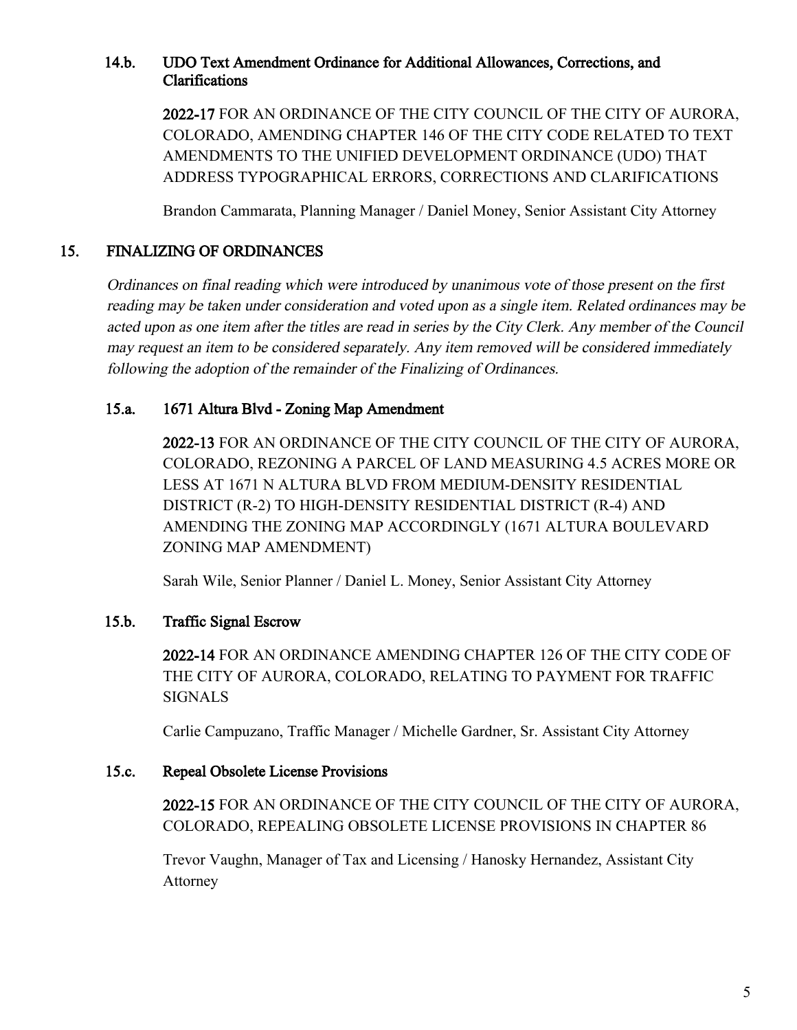### 14.b. UDO Text Amendment Ordinance for Additional Allowances, Corrections, and Clarifications

**2022-17** FOR AN ORDINANCE OF THE CITY COUNCIL OF THE CITY OF AURORA, COLORADO, AMENDING CHAPTER 146 OF THE CITY CODE RELATED TO TEXT AMENDMENTS TO THE UNIFIED DEVELOPMENT ORDINANCE (UDO) THAT ADDRESS TYPOGRAPHICAL ERRORS, CORRECTIONS AND CLARIFICATIONS

Brandon Cammarata, Planning Manager / Daniel Money, Senior Assistant City Attorney

## 15. FINALIZING OF ORDINANCES

*Ordinances on final reading which were introduced by unanimous vote of those present on the first reading may be taken under consideration and voted upon as a single item. Related ordinances may be acted upon as one item after the titles are read in series by the City Clerk. Any member of the Council may request an item to be considered separately. Any item removed will be considered immediately following the adoption of the remainder of the Finalizing of Ordinances.*

### 15.a. 1671 Altura Blvd - Zoning Map Amendment

**2022-13** FOR AN ORDINANCE OF THE CITY COUNCIL OF THE CITY OF AURORA, COLORADO, REZONING A PARCEL OF LAND MEASURING 4.5 ACRES MORE OR LESS AT 1671 N ALTURA BLVD FROM MEDIUM-DENSITY RESIDENTIAL DISTRICT (R-2) TO HIGH-DENSITY RESIDENTIAL DISTRICT (R-4) AND AMENDING THE ZONING MAP ACCORDINGLY (1671 ALTURA BOULEVARD ZONING MAP AMENDMENT)

Sarah Wile, Senior Planner / Daniel L. Money, Senior Assistant City Attorney

### 15.b. Traffic Signal Escrow

**2022-14** FOR AN ORDINANCE AMENDING CHAPTER 126 OF THE CITY CODE OF THE CITY OF AURORA, COLORADO, RELATING TO PAYMENT FOR TRAFFIC SIGNALS

Carlie Campuzano, Traffic Manager / Michelle Gardner, Sr. Assistant City Attorney

### 15.c. Repeal Obsolete License Provisions

**2022-15** FOR AN ORDINANCE OF THE CITY COUNCIL OF THE CITY OF AURORA, COLORADO, REPEALING OBSOLETE LICENSE PROVISIONS IN CHAPTER 86

Trevor Vaughn, Manager of Tax and Licensing / Hanosky Hernandez, Assistant City Attorney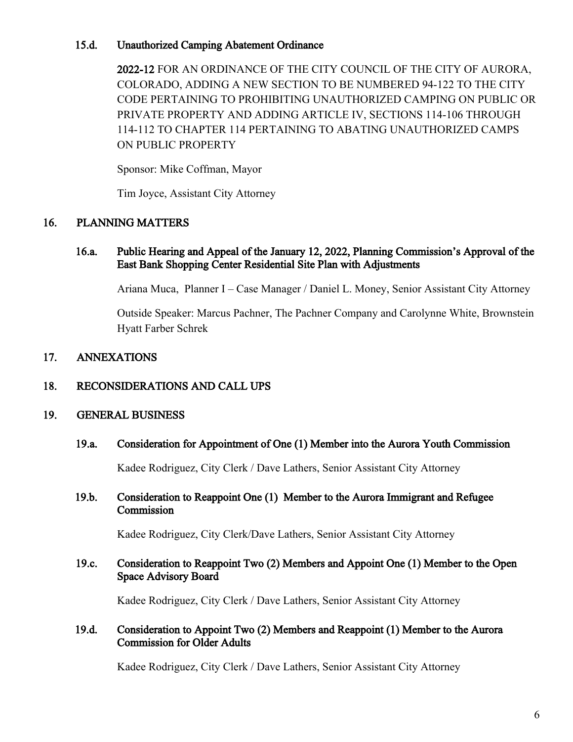### 15.d. Unauthorized Camping Abatement Ordinance

**2022-12** FOR AN ORDINANCE OF THE CITY COUNCIL OF THE CITY OF AURORA, COLORADO, ADDING A NEW SECTION TO BE NUMBERED 94-122 TO THE CITY CODE PERTAINING TO PROHIBITING UNAUTHORIZED CAMPING ON PUBLIC OR PRIVATE PROPERTY AND ADDING ARTICLE IV, SECTIONS 114-106 THROUGH 114-112 TO CHAPTER 114 PERTAINING TO ABATING UNAUTHORIZED CAMPS ON PUBLIC PROPERTY

Sponsor: Mike Coffman, Mayor

Tim Joyce, Assistant City Attorney

## 16. PLANNING MATTERS

### 16.a. Public Hearing and Appeal of the January 12, 2022, Planning Commission's Approval of the East Bank Shopping Center Residential Site Plan with Adjustments

Ariana Muca, Planner I – Case Manager / Daniel L. Money, Senior Assistant City Attorney

Outside Speaker: Marcus Pachner, The Pachner Company and Carolynne White, Brownstein Hyatt Farber Schrek

## 17. ANNEXATIONS

## 18. RECONSIDERATIONS AND CALL UPS

## 19. GENERAL BUSINESS

### 19.a. Consideration for Appointment of One (1) Member into the Aurora Youth Commission

Kadee Rodriguez, City Clerk / Dave Lathers, Senior Assistant City Attorney

### 19.b. Consideration to Reappoint One (1) Member to the Aurora Immigrant and Refugee Commission

Kadee Rodriguez, City Clerk/Dave Lathers, Senior Assistant City Attorney

### 19.c. Consideration to Reappoint Two (2) Members and Appoint One (1) Member to the Open Space Advisory Board

Kadee Rodriguez, City Clerk / Dave Lathers, Senior Assistant City Attorney

### 19.d. Consideration to Appoint Two (2) Members and Reappoint (1) Member to the Aurora Commission for Older Adults

Kadee Rodriguez, City Clerk / Dave Lathers, Senior Assistant City Attorney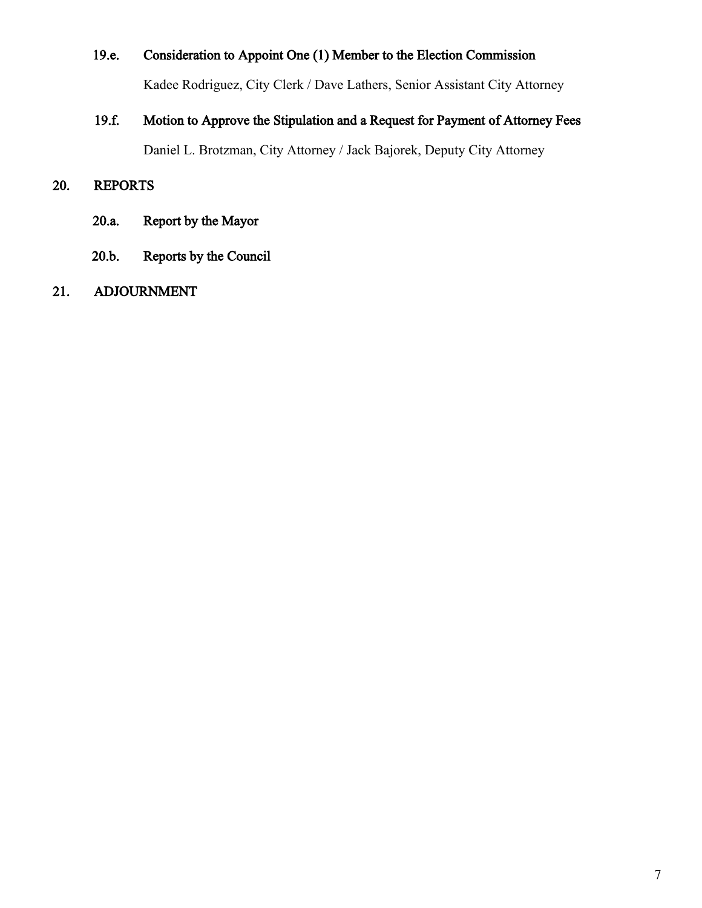19.e. **Consideration to Appoint One (1) Member to the Election Commission**

Kadee Rodriguez, City Clerk / Dave Lathers, Senior Assistant City Attorney

19.f. **Motion to Approve the Stipulation and a Request for Payment of Attorney Fees**

Daniel L. Brotzman, City Attorney / Jack Bajorek, Deputy City Attorney

20. **REPORTS**

20.a. **Report by the Mayor**

20.b. **Reports by the Council**

21. **ADJOURNMENT**